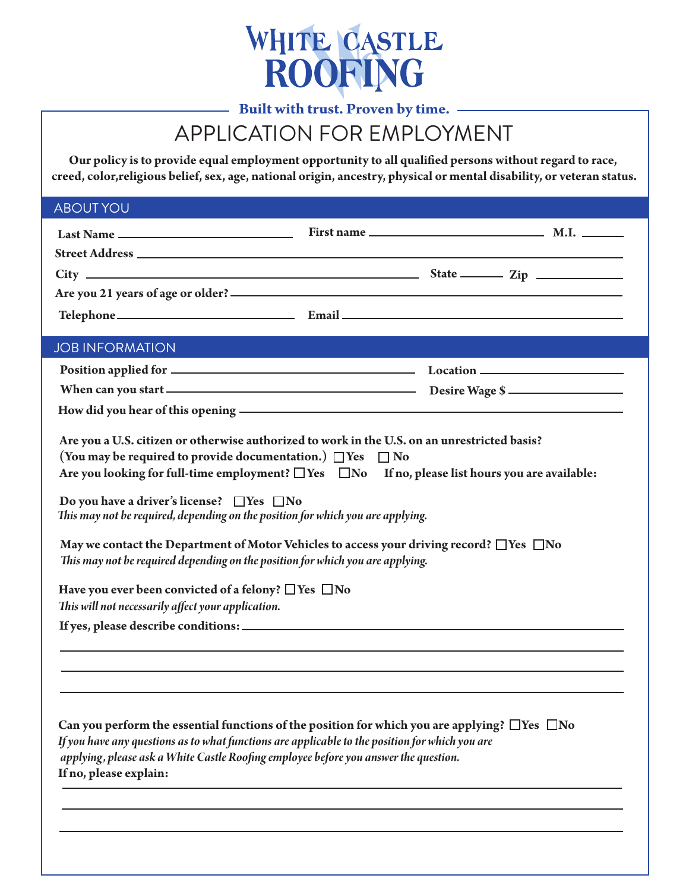# WHITE CASTLE ROOFING

**Built with trust. Proven by time.**

## APPLICATION FOR EMPLOYMENT

**Our policy is to provide equal employment opportunity to all qualified persons without regard to race, creed, color,religious belief, sex, age, national origin, ancestry, physical or mental disability, or veteran status.**

### ABOUT YOU

**Last Name** ____________________ **First name** ____________________ **M.I.** ______

**Street Address** ________________________________________

**City** ____________________ **State** ______ **Zip** __________

**Are you 21 years of age or older?** ________________________________________

**Telephone** ____________________ **Email** ____________________

### JOB INFORMATION

**Position applied for** ____________________ **Location** ____________________

**When can you start** ____________________ **Desire Wage $** ____________________

**How did you hear of this opening** ________________________________________

**Are you a U.S. citizen or otherwise authorized to work in the U.S. on an unrestricted basis? (You may be required to provide documentation.)** ☐ Yes ☐ No

**Are you looking for full-time employment?** ☐ Yes ☐ No **If no, please list hours you are available:**

**Do you have a driver's license?** ☐ Yes ☐ No

*This may not be required, depending on the position for which you are applying.*

**May we contact the Department of Motor Vehicles to access your driving record?** ☐ Yes ☐ No

*This may not be required depending on the position for which you are applying.*

**Have you ever been convicted of a felony?** ☐ Yes ☐ No

*This will not necessarily affect your application.*

**If yes, please describe conditions:** ________________________________________

________________________________________

________________________________________

________________________________________

**Can you perform the essential functions of the position for which you are applying?** ☐ Yes ☐ No

*If you have any questions as to what functions are applicable to the position for which you are applying, please ask a White Castle Roofing employee before you answer the question.*

**If no, please explain:**

________________________________________

________________________________________

________________________________________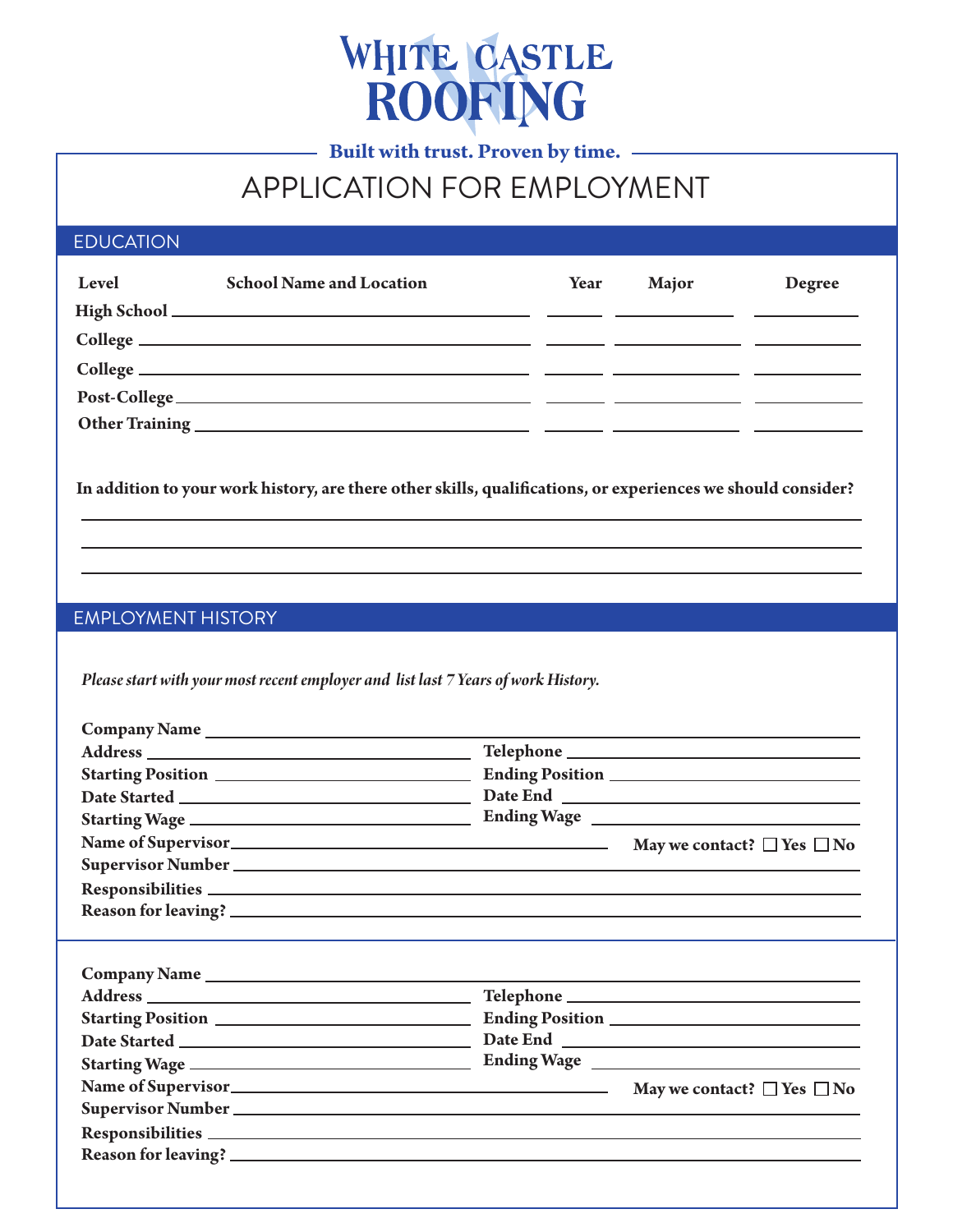# WHITE CASTLE ROOFING

**Built with trust. Proven by time.**

# APPLICATION FOR EMPLOYMENT

## EDUCATION

| Level | School Name and Location | Year | Major | Degree |
|---|---|---|---|---|
| High School | | | | |
| College | | | | |
| College | | | | |
| Post-College | | | | |
| Other Training | | | | |

**In addition to your work history, are there other skills, qualifications, or experiences we should consider?**

\_\_\_\_\_\_\_\_\_\_\_\_\_\_\_\_\_\_\_\_\_\_\_\_\_\_\_\_\_\_\_\_\_\_\_\_\_\_\_\_

\_\_\_\_\_\_\_\_\_\_\_\_\_\_\_\_\_\_\_\_\_\_\_\_\_\_\_\_\_\_\_\_\_\_\_\_\_\_\_\_

\_\_\_\_\_\_\_\_\_\_\_\_\_\_\_\_\_\_\_\_\_\_\_\_\_\_\_\_\_\_\_\_\_\_\_\_\_\_\_\_

## EMPLOYMENT HISTORY

*Please start with your most recent employer and list last 7 Years of work History.*

**Company Name** \_\_\_\_\_\_\_\_\_\_\_\_\_\_\_\_\_\_\_\_

**Address** \_\_\_\_\_\_\_\_\_\_\_\_\_\_\_\_\_\_\_\_ **Telephone** \_\_\_\_\_\_\_\_\_\_\_\_\_\_\_\_\_\_\_\_

**Starting Position** \_\_\_\_\_\_\_\_\_\_\_\_\_\_\_\_\_\_\_\_ **Ending Position** \_\_\_\_\_\_\_\_\_\_\_\_\_\_\_\_\_\_\_\_

**Date Started** \_\_\_\_\_\_\_\_\_\_\_\_\_\_\_\_\_\_\_\_ **Date End** \_\_\_\_\_\_\_\_\_\_\_\_\_\_\_\_\_\_\_\_

**Starting Wage** \_\_\_\_\_\_\_\_\_\_\_\_\_\_\_\_\_\_\_\_ **Ending Wage** \_\_\_\_\_\_\_\_\_\_\_\_\_\_\_\_\_\_\_\_

**Name of Supervisor** \_\_\_\_\_\_\_\_\_\_\_\_\_\_\_\_\_\_\_\_ **May we contact?** ☐ **Yes** ☐ **No**

**Supervisor Number** \_\_\_\_\_\_\_\_\_\_\_\_\_\_\_\_\_\_\_\_

**Responsibilities** \_\_\_\_\_\_\_\_\_\_\_\_\_\_\_\_\_\_\_\_

**Reason for leaving?** \_\_\_\_\_\_\_\_\_\_\_\_\_\_\_\_\_\_\_\_

---

**Company Name** \_\_\_\_\_\_\_\_\_\_\_\_\_\_\_\_\_\_\_\_

**Address** \_\_\_\_\_\_\_\_\_\_\_\_\_\_\_\_\_\_\_\_ **Telephone** \_\_\_\_\_\_\_\_\_\_\_\_\_\_\_\_\_\_\_\_

**Starting Position** \_\_\_\_\_\_\_\_\_\_\_\_\_\_\_\_\_\_\_\_ **Ending Position** \_\_\_\_\_\_\_\_\_\_\_\_\_\_\_\_\_\_\_\_

**Date Started** \_\_\_\_\_\_\_\_\_\_\_\_\_\_\_\_\_\_\_\_ **Date End** \_\_\_\_\_\_\_\_\_\_\_\_\_\_\_\_\_\_\_\_

**Starting Wage** \_\_\_\_\_\_\_\_\_\_\_\_\_\_\_\_\_\_\_\_ **Ending Wage** \_\_\_\_\_\_\_\_\_\_\_\_\_\_\_\_\_\_\_\_

**Name of Supervisor** \_\_\_\_\_\_\_\_\_\_\_\_\_\_\_\_\_\_\_\_ **May we contact?** ☐ **Yes** ☐ **No**

**Supervisor Number** \_\_\_\_\_\_\_\_\_\_\_\_\_\_\_\_\_\_\_\_

**Responsibilities** \_\_\_\_\_\_\_\_\_\_\_\_\_\_\_\_\_\_\_\_

**Reason for leaving?** \_\_\_\_\_\_\_\_\_\_\_\_\_\_\_\_\_\_\_\_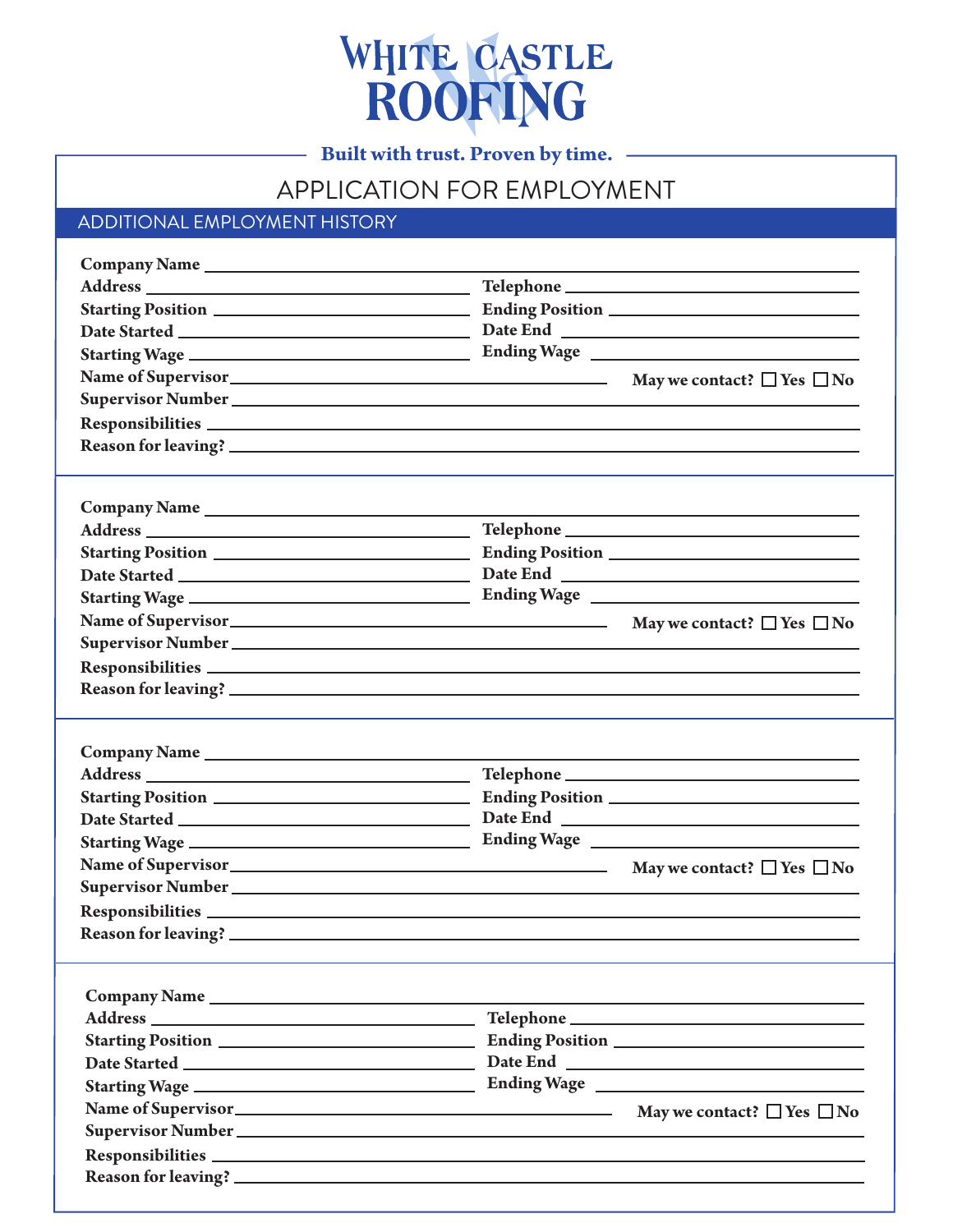# WHITE CASTLE ROOFING

**Built with trust. Proven by time.**

## APPLICATION FOR EMPLOYMENT

### ADDITIONAL EMPLOYMENT HISTORY

**Company Name** ______________________________

**Address** ______________________________ **Telephone** ______________________________

**Starting Position** ______________________________ **Ending Position** ______________________________

**Date Started** ______________________________ **Date End** ______________________________

**Starting Wage** ______________________________ **Ending Wage** ______________________________

**Name of Supervisor** ______________________________ **May we contact?** ☐ **Yes** ☐ **No**

**Supervisor Number** ______________________________

**Responsibilities** ______________________________

**Reason for leaving?** ______________________________

---

**Company Name** ______________________________

**Address** ______________________________ **Telephone** ______________________________

**Starting Position** ______________________________ **Ending Position** ______________________________

**Date Started** ______________________________ **Date End** ______________________________

**Starting Wage** ______________________________ **Ending Wage** ______________________________

**Name of Supervisor** ______________________________ **May we contact?** ☐ **Yes** ☐ **No**

**Supervisor Number** ______________________________

**Responsibilities** ______________________________

**Reason for leaving?** ______________________________

---

**Company Name** ______________________________

**Address** ______________________________ **Telephone** ______________________________

**Starting Position** ______________________________ **Ending Position** ______________________________

**Date Started** ______________________________ **Date End** ______________________________

**Starting Wage** ______________________________ **Ending Wage** ______________________________

**Name of Supervisor** ______________________________ **May we contact?** ☐ **Yes** ☐ **No**

**Supervisor Number** ______________________________

**Responsibilities** ______________________________

**Reason for leaving?** ______________________________

---

**Company Name** ______________________________

**Address** ______________________________ **Telephone** ______________________________

**Starting Position** ______________________________ **Ending Position** ______________________________

**Date Started** ______________________________ **Date End** ______________________________

**Starting Wage** ______________________________ **Ending Wage** ______________________________

**Name of Supervisor** ______________________________ **May we contact?** ☐ **Yes** ☐ **No**

**Supervisor Number** ______________________________

**Responsibilities** ______________________________

**Reason for leaving?** ______________________________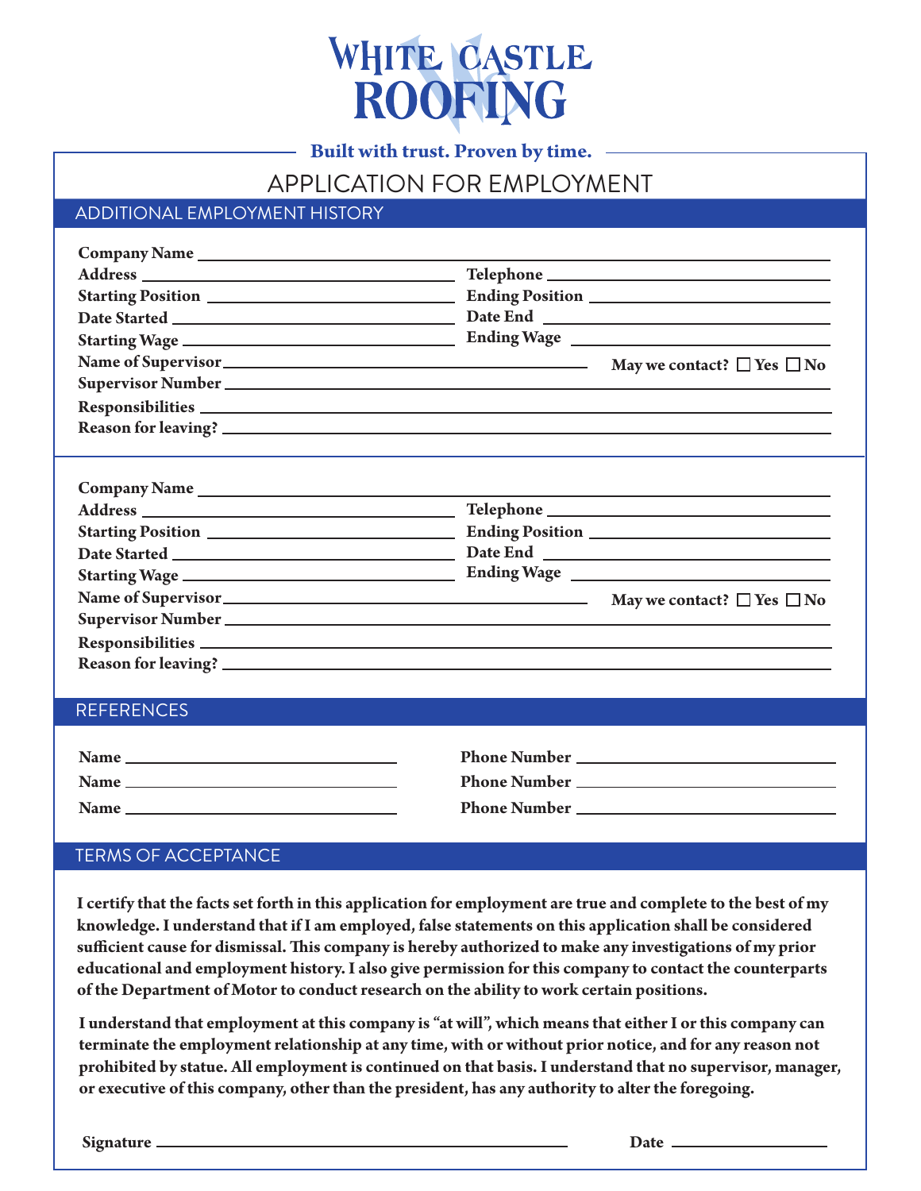# WHITE CASTLE ROOFING

**Built with trust. Proven by time.**

## APPLICATION FOR EMPLOYMENT

### ADDITIONAL EMPLOYMENT HISTORY

**Company Name** ______________________________

**Address** ______________________________ **Telephone** ______________________________

**Starting Position** ______________________________ **Ending Position** ______________________________

**Date Started** ______________________________ **Date End** ______________________________

**Starting Wage** ______________________________ **Ending Wage** ______________________________

**Name of Supervisor** ______________________________ **May we contact?** ☐ **Yes** ☐ **No**

**Supervisor Number** ______________________________

**Responsibilities** ______________________________

**Reason for leaving?** ______________________________

---

**Company Name** ______________________________

**Address** ______________________________ **Telephone** ______________________________

**Starting Position** ______________________________ **Ending Position** ______________________________

**Date Started** ______________________________ **Date End** ______________________________

**Starting Wage** ______________________________ **Ending Wage** ______________________________

**Name of Supervisor** ______________________________ **May we contact?** ☐ **Yes** ☐ **No**

**Supervisor Number** ______________________________

**Responsibilities** ______________________________

**Reason for leaving?** ______________________________

### REFERENCES

**Name** ______________________________ **Phone Number** ______________________________

**Name** ______________________________ **Phone Number** ______________________________

**Name** ______________________________ **Phone Number** ______________________________

### TERMS OF ACCEPTANCE

**I certify that the facts set forth in this application for employment are true and complete to the best of my knowledge. I understand that if I am employed, false statements on this application shall be considered sufficient cause for dismissal. This company is hereby authorized to make any investigations of my prior educational and employment history. I also give permission for this company to contact the counterparts of the Department of Motor to conduct research on the ability to work certain positions.**

**I understand that employment at this company is "at will", which means that either I or this company can terminate the employment relationship at any time, with or without prior notice, and for any reason not prohibited by statue. All employment is continued on that basis. I understand that no supervisor, manager, or executive of this company, other than the president, has any authority to alter the foregoing.**

**Signature** ______________________________ **Date** ______________________________